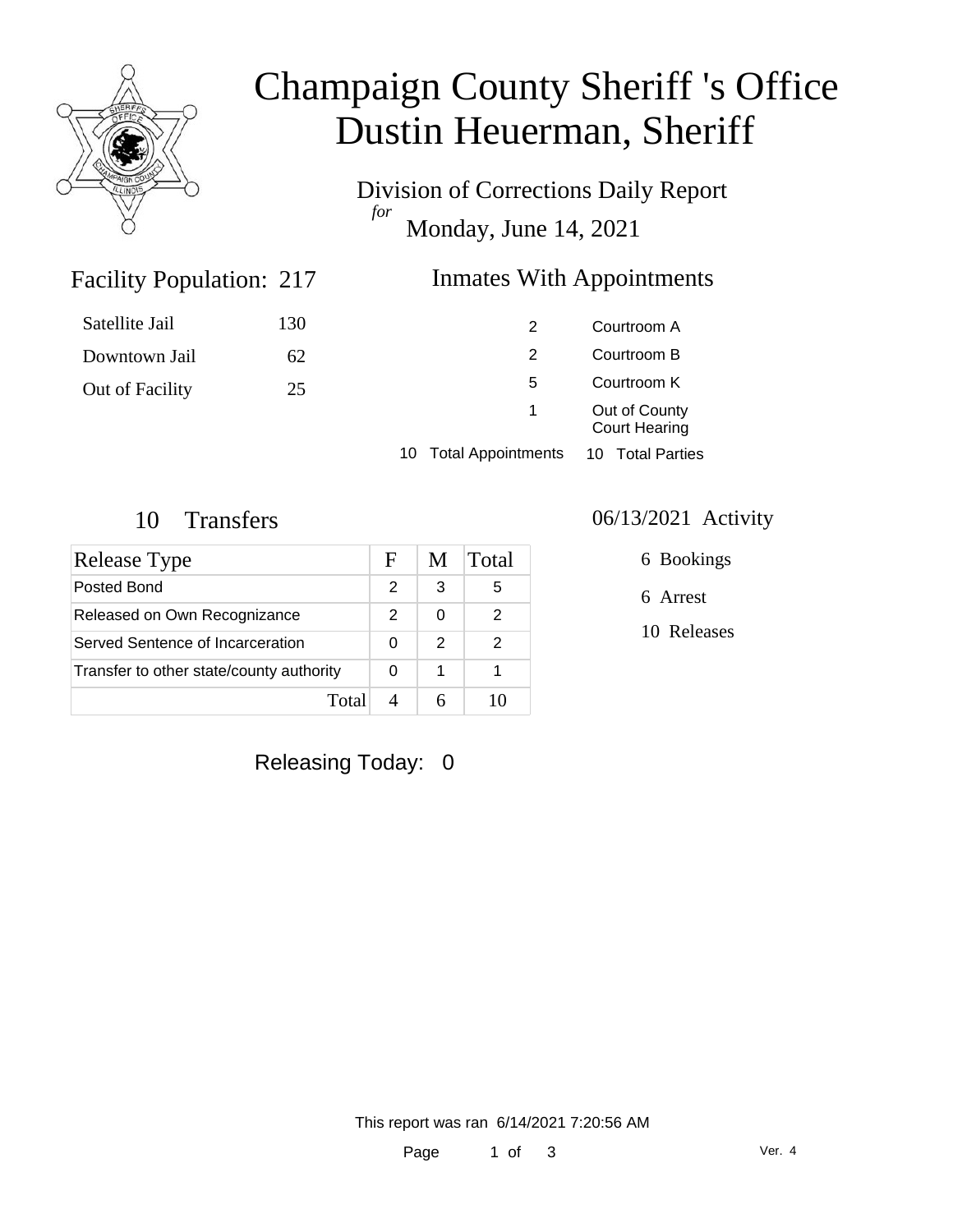# Champaign County Sheriff 's Office
# Dustin Heuerman, Sheriff

Division of Corrections Daily Report
*for*
Monday, June 14, 2021

## Facility Population: 217

| | |
|---|---|
| Satellite Jail | 130 |
| Downtown Jail | 62 |
| Out of Facility | 25 |

## Inmates With Appointments

| | |
|---|---|
| 2 | Courtroom A |
| 2 | Courtroom B |
| 5 | Courtroom K |
| 1 | Out of County Court Hearing |
| 10 Total Appointments | 10 Total Parties |

## 10 Transfers

| Release Type | F | M | Total |
|---|---|---|---|
| Posted Bond | 2 | 3 | 5 |
| Released on Own Recognizance | 2 | 0 | 2 |
| Served Sentence of Incarceration | 0 | 2 | 2 |
| Transfer to other state/county authority | 0 | 1 | 1 |
| Total | 4 | 6 | 10 |

## 06/13/2021 Activity

6 Bookings

6 Arrest

10 Releases

Releasing Today: 0

This report was ran 6/14/2021 7:20:56 AM

Ver. 4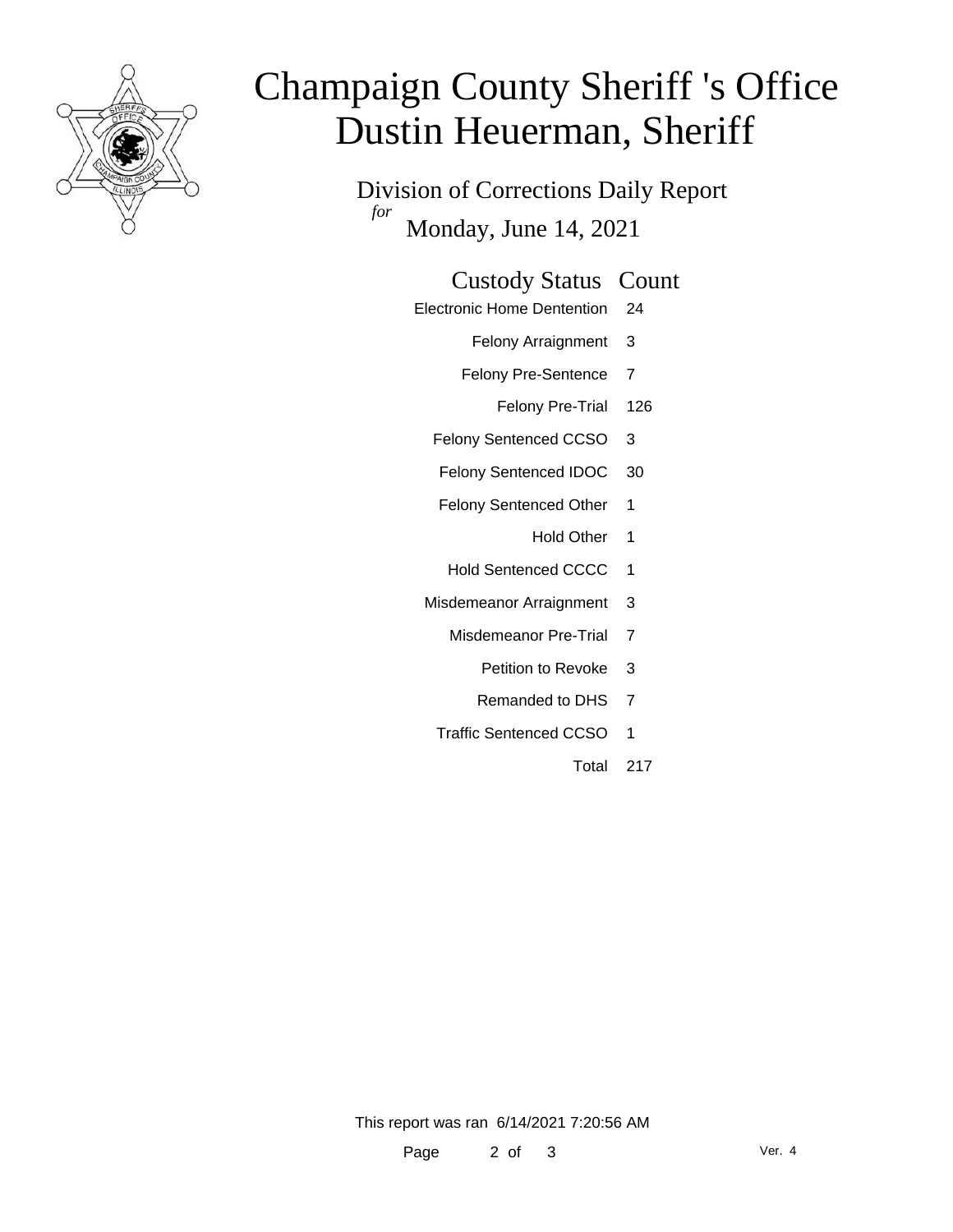# Champaign County Sheriff 's Office
# Dustin Heuerman, Sheriff

Division of Corrections Daily Report

*for* Monday, June 14, 2021

| Custody Status | Count |
|---|---|
| Electronic Home Dentention | 24 |
| Felony Arraignment | 3 |
| Felony Pre-Sentence | 7 |
| Felony Pre-Trial | 126 |
| Felony Sentenced CCSO | 3 |
| Felony Sentenced IDOC | 30 |
| Felony Sentenced Other | 1 |
| Hold Other | 1 |
| Hold Sentenced CCCC | 1 |
| Misdemeanor Arraignment | 3 |
| Misdemeanor Pre-Trial | 7 |
| Petition to Revoke | 3 |
| Remanded to DHS | 7 |
| Traffic Sentenced CCSO | 1 |
| Total | 217 |

This report was ran 6/14/2021 7:20:56 AM

Ver. 4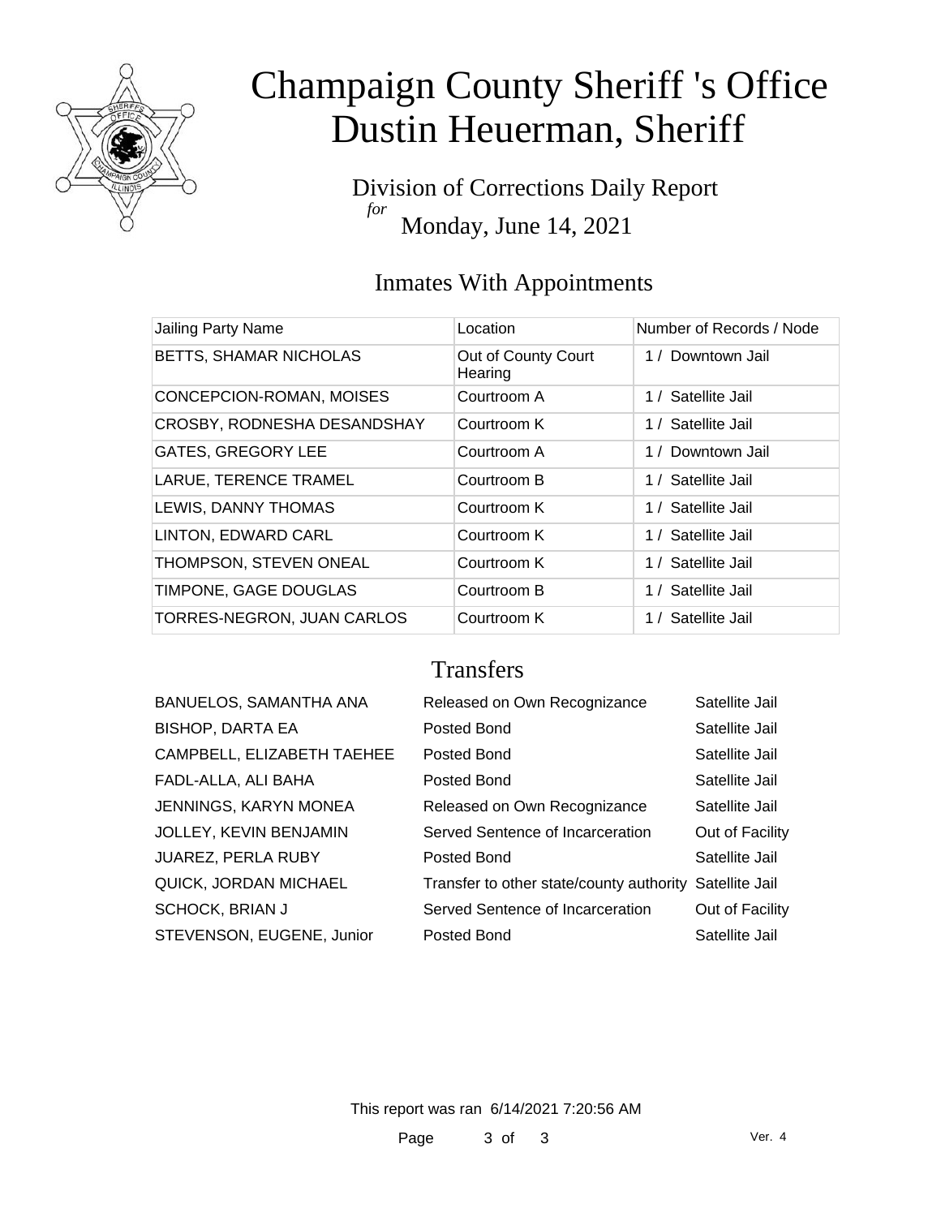# Champaign County Sheriff 's Office
# Dustin Heuerman, Sheriff

Division of Corrections Daily Report
*for*
Monday, June 14, 2021

## Inmates With Appointments

| Jailing Party Name | Location | Number of Records / Node |
|---|---|---|
| BETTS, SHAMAR NICHOLAS | Out of County Court Hearing | 1 / Downtown Jail |
| CONCEPCION-ROMAN, MOISES | Courtroom A | 1 / Satellite Jail |
| CROSBY, RODNESHA DESANDSHAY | Courtroom K | 1 / Satellite Jail |
| GATES, GREGORY LEE | Courtroom A | 1 / Downtown Jail |
| LARUE, TERENCE TRAMEL | Courtroom B | 1 / Satellite Jail |
| LEWIS, DANNY THOMAS | Courtroom K | 1 / Satellite Jail |
| LINTON, EDWARD CARL | Courtroom K | 1 / Satellite Jail |
| THOMPSON, STEVEN ONEAL | Courtroom K | 1 / Satellite Jail |
| TIMPONE, GAGE DOUGLAS | Courtroom B | 1 / Satellite Jail |
| TORRES-NEGRON, JUAN CARLOS | Courtroom K | 1 / Satellite Jail |

## Transfers

| | | |
|---|---|---|
| BANUELOS, SAMANTHA ANA | Released on Own Recognizance | Satellite Jail |
| BISHOP, DARTA EA | Posted Bond | Satellite Jail |
| CAMPBELL, ELIZABETH TAEHEE | Posted Bond | Satellite Jail |
| FADL-ALLA, ALI BAHA | Posted Bond | Satellite Jail |
| JENNINGS, KARYN MONEA | Released on Own Recognizance | Satellite Jail |
| JOLLEY, KEVIN BENJAMIN | Served Sentence of Incarceration | Out of Facility |
| JUAREZ, PERLA RUBY | Posted Bond | Satellite Jail |
| QUICK, JORDAN MICHAEL | Transfer to other state/county authority | Satellite Jail |
| SCHOCK, BRIAN J | Served Sentence of Incarceration | Out of Facility |
| STEVENSON, EUGENE, Junior | Posted Bond | Satellite Jail |

This report was ran 6/14/2021 7:20:56 AM